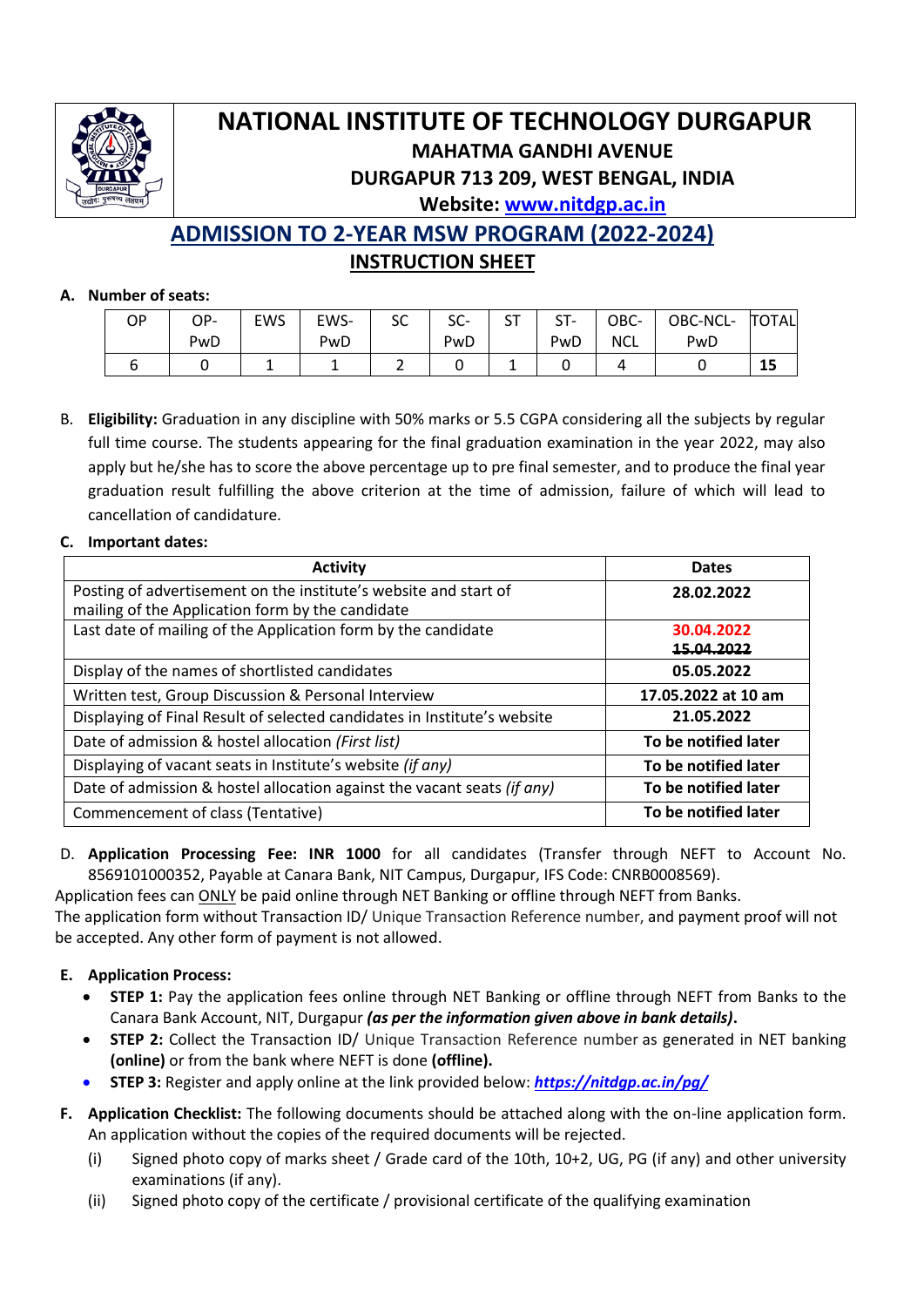# NATIONAL INSTITUTE OF TECHNOLOGY DURGAPUR

**MAHATMA GANDHI AVENUE**

**DURGAPUR 713 209, WEST BENGAL, INDIA**

**Website: [www.nitdgp.ac.in](http://www.nitdgp.ac.in)**

## ADMISSION TO 2-YEAR MSW PROGRAM (2022-2024)

### INSTRUCTION SHEET

**A. Number of seats:**

| OP | OP-PwD | EWS | EWS-PwD | SC | SC-PwD | ST | ST-PwD | OBC-NCL | OBC-NCL-PwD | TOTAL |
|---|---|---|---|---|---|---|---|---|---|---|
| 6 | 0 | 1 | 1 | 2 | 0 | 1 | 0 | 4 | 0 | **15** |

B. **Eligibility:** Graduation in any discipline with 50% marks or 5.5 CGPA considering all the subjects by regular full time course. The students appearing for the final graduation examination in the year 2022, may also apply but he/she has to score the above percentage up to pre final semester, and to produce the final year graduation result fulfilling the above criterion at the time of admission, failure of which will lead to cancellation of candidature.

**C. Important dates:**

| Activity | Dates |
|---|---|
| Posting of advertisement on the institute's website and start of mailing of the Application form by the candidate | **28.02.2022** |
| Last date of mailing of the Application form by the candidate | **30.04.2022** ~~15.04.2022~~ |
| Display of the names of shortlisted candidates | **05.05.2022** |
| Written test, Group Discussion & Personal Interview | **17.05.2022 at 10 am** |
| Displaying of Final Result of selected candidates in Institute's website | **21.05.2022** |
| Date of admission & hostel allocation *(First list)* | **To be notified later** |
| Displaying of vacant seats in Institute's website *(if any)* | **To be notified later** |
| Date of admission & hostel allocation against the vacant seats *(if any)* | **To be notified later** |
| Commencement of class (Tentative) | **To be notified later** |

D. **Application Processing Fee: INR 1000** for all candidates (Transfer through NEFT to Account No. 8569101000352, Payable at Canara Bank, NIT Campus, Durgapur, IFS Code: CNRB0008569).

Application fees can <u>ONLY</u> be paid online through NET Banking or offline through NEFT from Banks.

The application form without Transaction ID/ Unique Transaction Reference number, and payment proof will not be accepted. Any other form of payment is not allowed.

**E. Application Process:**

- **STEP 1:** Pay the application fees online through NET Banking or offline through NEFT from Banks to the Canara Bank Account, NIT, Durgapur ***(as per the information given above in bank details)*.**
- **STEP 2:** Collect the Transaction ID/ Unique Transaction Reference number as generated in NET banking **(online)** or from the bank where NEFT is done **(offline).**
- **STEP 3:** Register and apply online at the link provided below: ***[https://nitdgp.ac.in/pg/](https://nitdgp.ac.in/pg/)***

**F. Application Checklist:** The following documents should be attached along with the on-line application form. An application without the copies of the required documents will be rejected.

(i) Signed photo copy of marks sheet / Grade card of the 10th, 10+2, UG, PG (if any) and other university examinations (if any).

(ii) Signed photo copy of the certificate / provisional certificate of the qualifying examination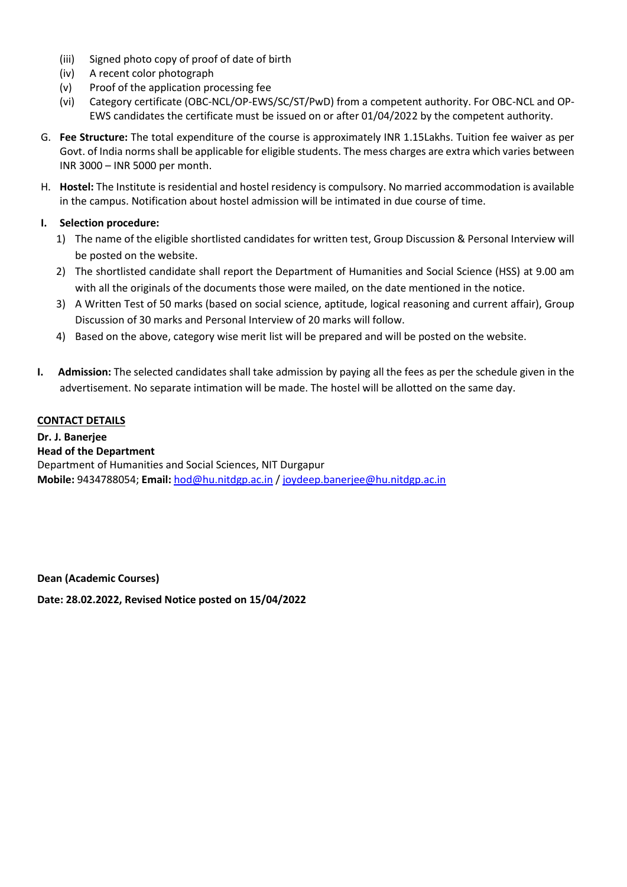(iii) Signed photo copy of proof of date of birth
(iv) A recent color photograph
(v) Proof of the application processing fee
(vi) Category certificate (OBC-NCL/OP-EWS/SC/ST/PwD) from a competent authority. For OBC-NCL and OP-EWS candidates the certificate must be issued on or after 01/04/2022 by the competent authority.

G. **Fee Structure:** The total expenditure of the course is approximately INR 1.15Lakhs. Tuition fee waiver as per Govt. of India norms shall be applicable for eligible students. The mess charges are extra which varies between INR 3000 – INR 5000 per month.

H. **Hostel:** The Institute is residential and hostel residency is compulsory. No married accommodation is available in the campus. Notification about hostel admission will be intimated in due course of time.

I. **Selection procedure:**

1) The name of the eligible shortlisted candidates for written test, Group Discussion & Personal Interview will be posted on the website.
2) The shortlisted candidate shall report the Department of Humanities and Social Science (HSS) at 9.00 am with all the originals of the documents those were mailed, on the date mentioned in the notice.
3) A Written Test of 50 marks (based on social science, aptitude, logical reasoning and current affair), Group Discussion of 30 marks and Personal Interview of 20 marks will follow.
4) Based on the above, category wise merit list will be prepared and will be posted on the website.

I. **Admission:** The selected candidates shall take admission by paying all the fees as per the schedule given in the advertisement. No separate intimation will be made. The hostel will be allotted on the same day.

**CONTACT DETAILS**

**Dr. J. Banerjee**
**Head of the Department**
Department of Humanities and Social Sciences, NIT Durgapur
**Mobile:** 9434788054; **Email:** hod@hu.nitdgp.ac.in / joydeep.banerjee@hu.nitdgp.ac.in

**Dean (Academic Courses)**

**Date: 28.02.2022, Revised Notice posted on 15/04/2022**